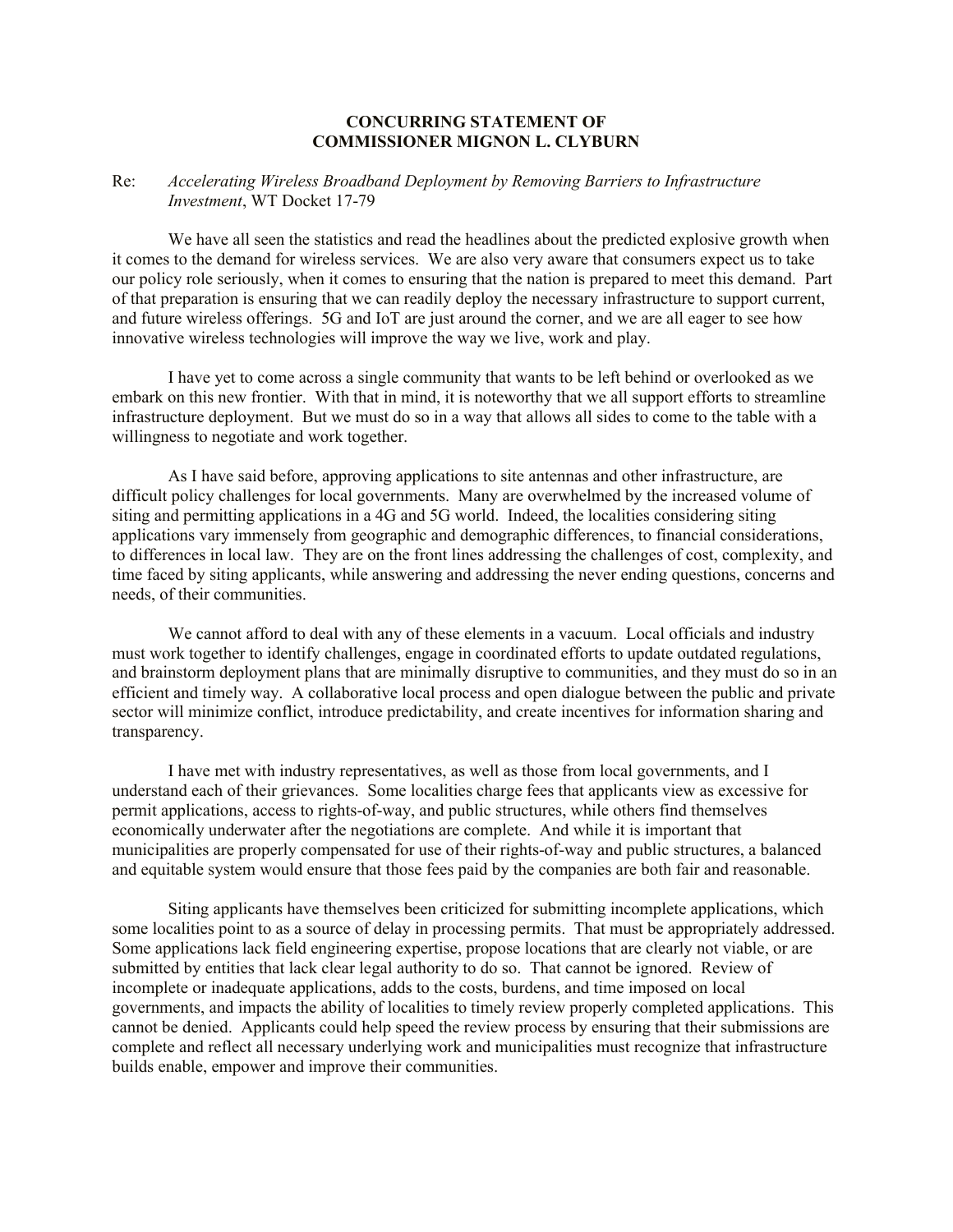**CONCURRING STATEMENT OF**
**COMMISSIONER MIGNON L. CLYBURN**

Re: *Accelerating Wireless Broadband Deployment by Removing Barriers to Infrastructure Investment*, WT Docket 17-79

We have all seen the statistics and read the headlines about the predicted explosive growth when it comes to the demand for wireless services. We are also very aware that consumers expect us to take our policy role seriously, when it comes to ensuring that the nation is prepared to meet this demand. Part of that preparation is ensuring that we can readily deploy the necessary infrastructure to support current, and future wireless offerings. 5G and IoT are just around the corner, and we are all eager to see how innovative wireless technologies will improve the way we live, work and play.

I have yet to come across a single community that wants to be left behind or overlooked as we embark on this new frontier. With that in mind, it is noteworthy that we all support efforts to streamline infrastructure deployment. But we must do so in a way that allows all sides to come to the table with a willingness to negotiate and work together.

As I have said before, approving applications to site antennas and other infrastructure, are difficult policy challenges for local governments. Many are overwhelmed by the increased volume of siting and permitting applications in a 4G and 5G world. Indeed, the localities considering siting applications vary immensely from geographic and demographic differences, to financial considerations, to differences in local law. They are on the front lines addressing the challenges of cost, complexity, and time faced by siting applicants, while answering and addressing the never ending questions, concerns and needs, of their communities.

We cannot afford to deal with any of these elements in a vacuum. Local officials and industry must work together to identify challenges, engage in coordinated efforts to update outdated regulations, and brainstorm deployment plans that are minimally disruptive to communities, and they must do so in an efficient and timely way. A collaborative local process and open dialogue between the public and private sector will minimize conflict, introduce predictability, and create incentives for information sharing and transparency.

I have met with industry representatives, as well as those from local governments, and I understand each of their grievances. Some localities charge fees that applicants view as excessive for permit applications, access to rights-of-way, and public structures, while others find themselves economically underwater after the negotiations are complete. And while it is important that municipalities are properly compensated for use of their rights-of-way and public structures, a balanced and equitable system would ensure that those fees paid by the companies are both fair and reasonable.

Siting applicants have themselves been criticized for submitting incomplete applications, which some localities point to as a source of delay in processing permits. That must be appropriately addressed. Some applications lack field engineering expertise, propose locations that are clearly not viable, or are submitted by entities that lack clear legal authority to do so. That cannot be ignored. Review of incomplete or inadequate applications, adds to the costs, burdens, and time imposed on local governments, and impacts the ability of localities to timely review properly completed applications. This cannot be denied. Applicants could help speed the review process by ensuring that their submissions are complete and reflect all necessary underlying work and municipalities must recognize that infrastructure builds enable, empower and improve their communities.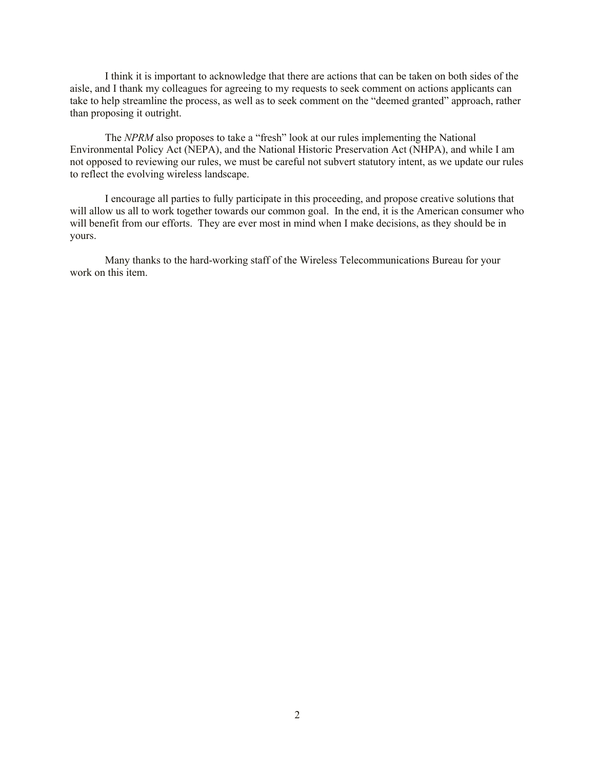I think it is important to acknowledge that there are actions that can be taken on both sides of the aisle, and I thank my colleagues for agreeing to my requests to seek comment on actions applicants can take to help streamline the process, as well as to seek comment on the "deemed granted" approach, rather than proposing it outright.

The *NPRM* also proposes to take a "fresh" look at our rules implementing the National Environmental Policy Act (NEPA), and the National Historic Preservation Act (NHPA), and while I am not opposed to reviewing our rules, we must be careful not subvert statutory intent, as we update our rules to reflect the evolving wireless landscape.

I encourage all parties to fully participate in this proceeding, and propose creative solutions that will allow us all to work together towards our common goal. In the end, it is the American consumer who will benefit from our efforts. They are ever most in mind when I make decisions, as they should be in yours.

Many thanks to the hard-working staff of the Wireless Telecommunications Bureau for your work on this item.